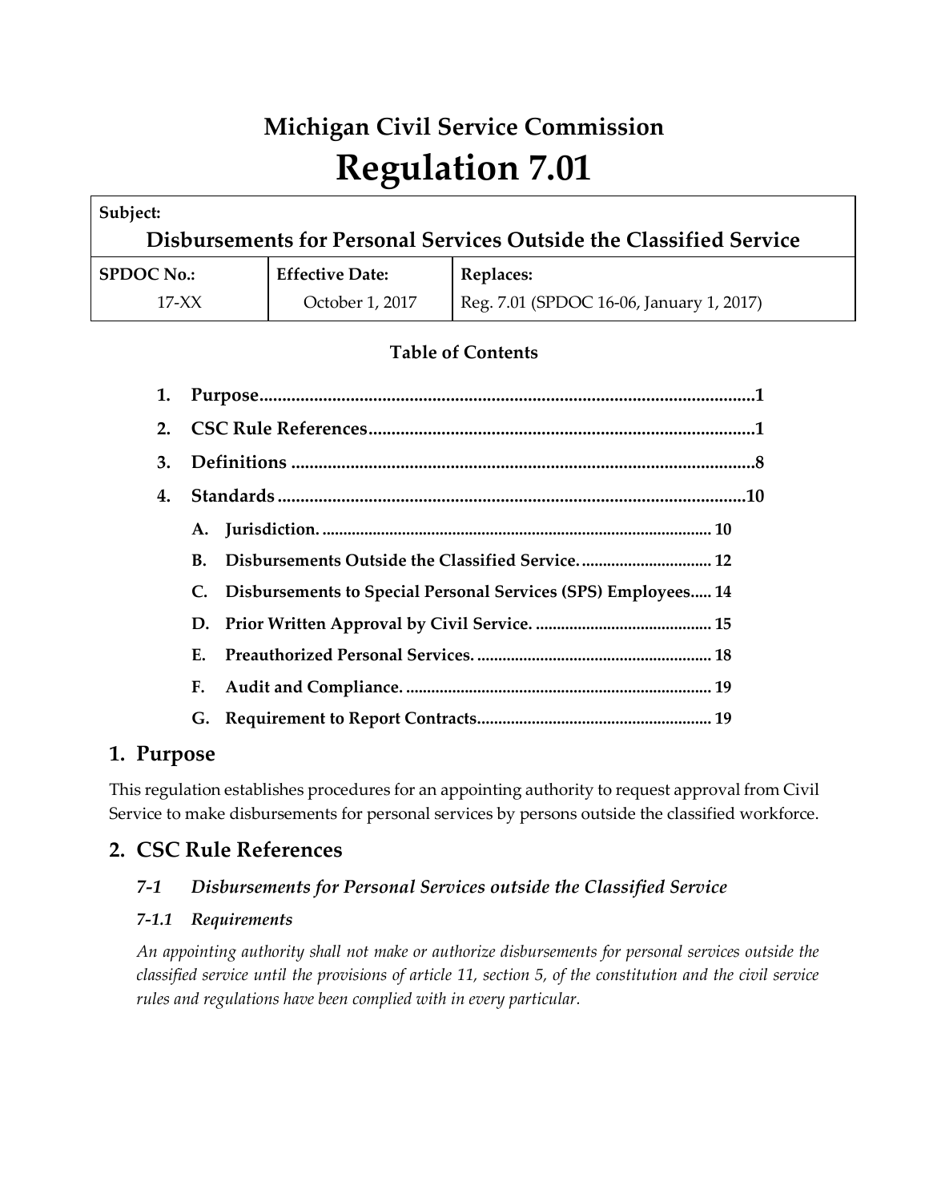# Michigan Civil Service Commission

# Regulation 7.01

| Subject: | | |
|---|---|---|
| **Disbursements for Personal Services Outside the Classified Service** | | |
| **SPDOC No.:** | **Effective Date:** | **Replaces:** |
| 17-XX | October 1, 2017 | Reg. 7.01 (SPDOC 16-06, January 1, 2017) |

**Table of Contents**

1. **Purpose** ........ 1
2. **CSC Rule References** ........ 1
3. **Definitions** ........ 8
4. **Standards** ........ 10
   - A. **Jurisdiction.** ........ 10
   - B. **Disbursements Outside the Classified Service.** ........ 12
   - C. **Disbursements to Special Personal Services (SPS) Employees** ........ 14
   - D. **Prior Written Approval by Civil Service.** ........ 15
   - E. **Preauthorized Personal Services.** ........ 18
   - F. **Audit and Compliance.** ........ 19
   - G. **Requirement to Report Contracts** ........ 19

## 1. Purpose

This regulation establishes procedures for an appointing authority to request approval from Civil Service to make disbursements for personal services by persons outside the classified workforce.

## 2. CSC Rule References

### *7-1 Disbursements for Personal Services outside the Classified Service*

#### *7-1.1 Requirements*

*An appointing authority shall not make or authorize disbursements for personal services outside the classified service until the provisions of article 11, section 5, of the constitution and the civil service rules and regulations have been complied with in every particular.*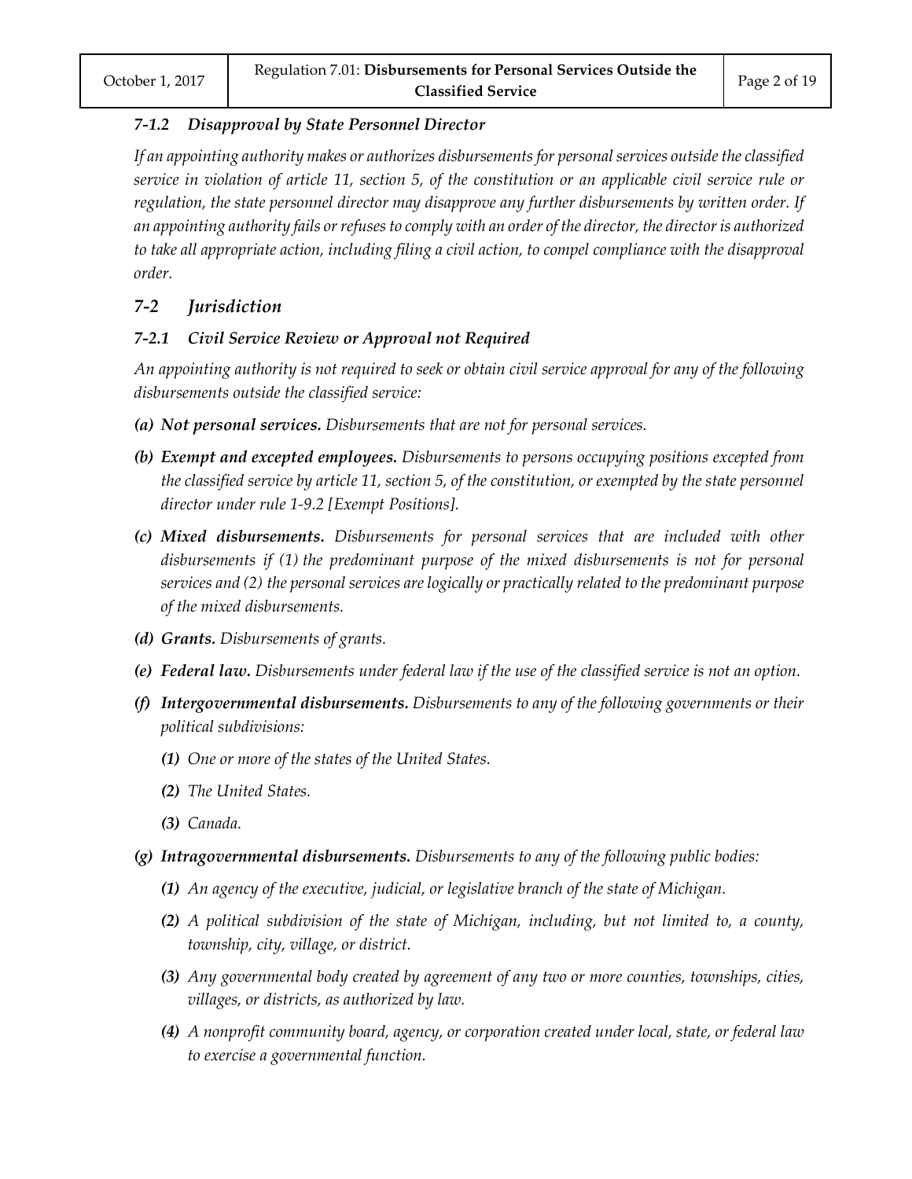### *7-1.2 Disapproval by State Personnel Director*

*If an appointing authority makes or authorizes disbursements for personal services outside the classified service in violation of article 11, section 5, of the constitution or an applicable civil service rule or regulation, the state personnel director may disapprove any further disbursements by written order. If an appointing authority fails or refuses to comply with an order of the director, the director is authorized to take all appropriate action, including filing a civil action, to compel compliance with the disapproval order.*

## *7-2 Jurisdiction*

### *7-2.1 Civil Service Review or Approval not Required*

*An appointing authority is not required to seek or obtain civil service approval for any of the following disbursements outside the classified service:*

- ***(a) Not personal services.*** *Disbursements that are not for personal services.*
- ***(b) Exempt and excepted employees.*** *Disbursements to persons occupying positions excepted from the classified service by article 11, section 5, of the constitution, or exempted by the state personnel director under rule 1-9.2 [Exempt Positions].*
- ***(c) Mixed disbursements.*** *Disbursements for personal services that are included with other disbursements if (1) the predominant purpose of the mixed disbursements is not for personal services and (2) the personal services are logically or practically related to the predominant purpose of the mixed disbursements.*
- ***(d) Grants.*** *Disbursements of grants.*
- ***(e) Federal law.*** *Disbursements under federal law if the use of the classified service is not an option.*
- ***(f) Intergovernmental disbursements.*** *Disbursements to any of the following governments or their political subdivisions:*
  - ***(1)*** *One or more of the states of the United States.*
  - ***(2)*** *The United States.*
  - ***(3)*** *Canada.*
- ***(g) Intragovernmental disbursements.*** *Disbursements to any of the following public bodies:*
  - ***(1)*** *An agency of the executive, judicial, or legislative branch of the state of Michigan.*
  - ***(2)*** *A political subdivision of the state of Michigan, including, but not limited to, a county, township, city, village, or district.*
  - ***(3)*** *Any governmental body created by agreement of any two or more counties, townships, cities, villages, or districts, as authorized by law.*
  - ***(4)*** *A nonprofit community board, agency, or corporation created under local, state, or federal law to exercise a governmental function.*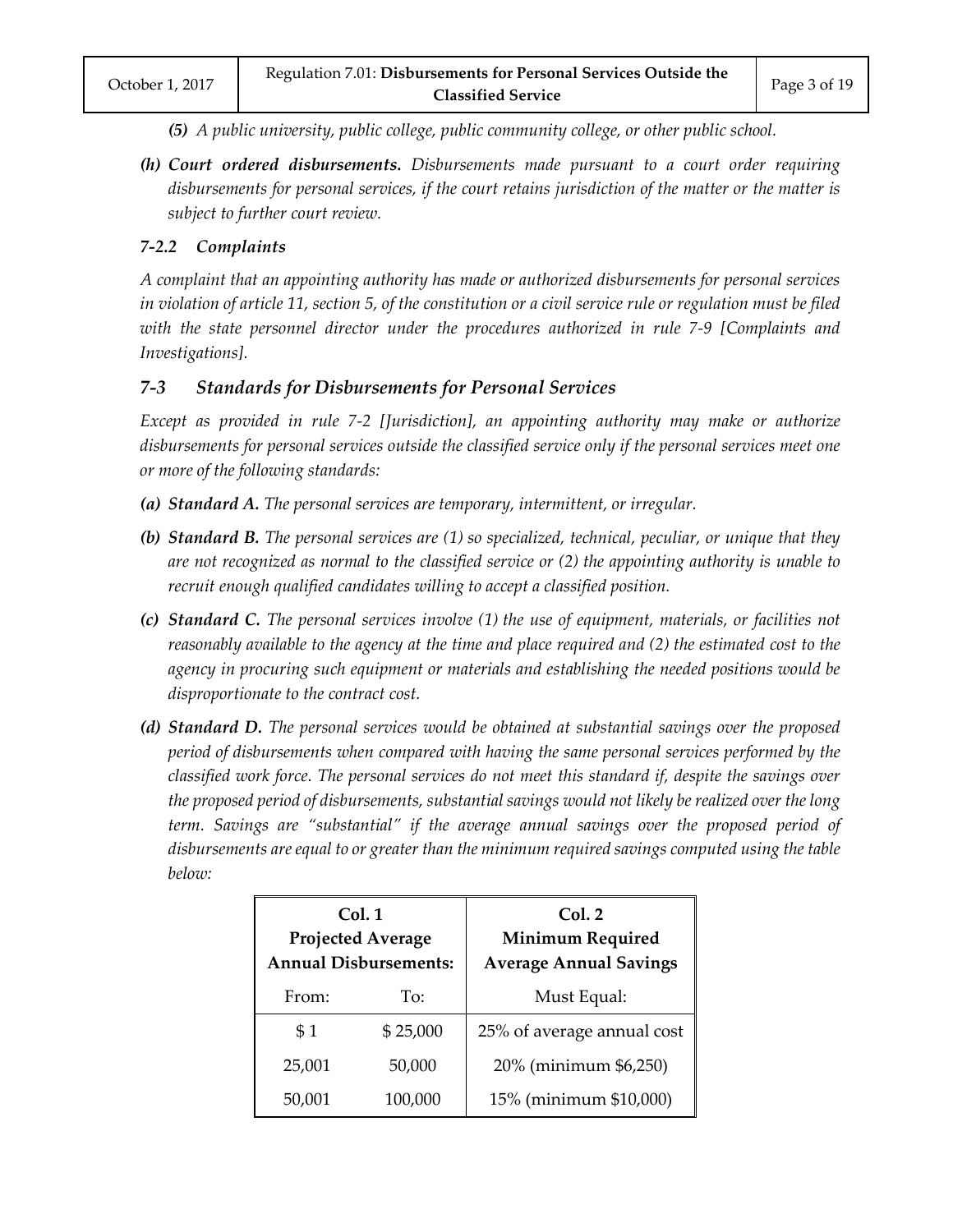*(5) A public university, public college, public community college, or other public school.*

*(h) **Court ordered disbursements.** Disbursements made pursuant to a court order requiring disbursements for personal services, if the court retains jurisdiction of the matter or the matter is subject to further court review.*

### *7-2.2 Complaints*

*A complaint that an appointing authority has made or authorized disbursements for personal services in violation of article 11, section 5, of the constitution or a civil service rule or regulation must be filed with the state personnel director under the procedures authorized in rule 7-9 [Complaints and Investigations].*

## *7-3 Standards for Disbursements for Personal Services*

*Except as provided in rule 7-2 [Jurisdiction], an appointing authority may make or authorize disbursements for personal services outside the classified service only if the personal services meet one or more of the following standards:*

*(a) **Standard A.** The personal services are temporary, intermittent, or irregular.*

*(b) **Standard B.** The personal services are (1) so specialized, technical, peculiar, or unique that they are not recognized as normal to the classified service or (2) the appointing authority is unable to recruit enough qualified candidates willing to accept a classified position.*

*(c) **Standard C.** The personal services involve (1) the use of equipment, materials, or facilities not reasonably available to the agency at the time and place required and (2) the estimated cost to the agency in procuring such equipment or materials and establishing the needed positions would be disproportionate to the contract cost.*

*(d) **Standard D.** The personal services would be obtained at substantial savings over the proposed period of disbursements when compared with having the same personal services performed by the classified work force. The personal services do not meet this standard if, despite the savings over the proposed period of disbursements, substantial savings would not likely be realized over the long term. Savings are "substantial" if the average annual savings over the proposed period of disbursements are equal to or greater than the minimum required savings computed using the table below:*

| **Col. 1 Projected Average Annual Disbursements:** | | **Col. 2 Minimum Required Average Annual Savings** |
|---|---|---|
| From: | To: | Must Equal: |
| $ 1 | $ 25,000 | 25% of average annual cost |
| 25,001 | 50,000 | 20% (minimum $6,250) |
| 50,001 | 100,000 | 15% (minimum $10,000) |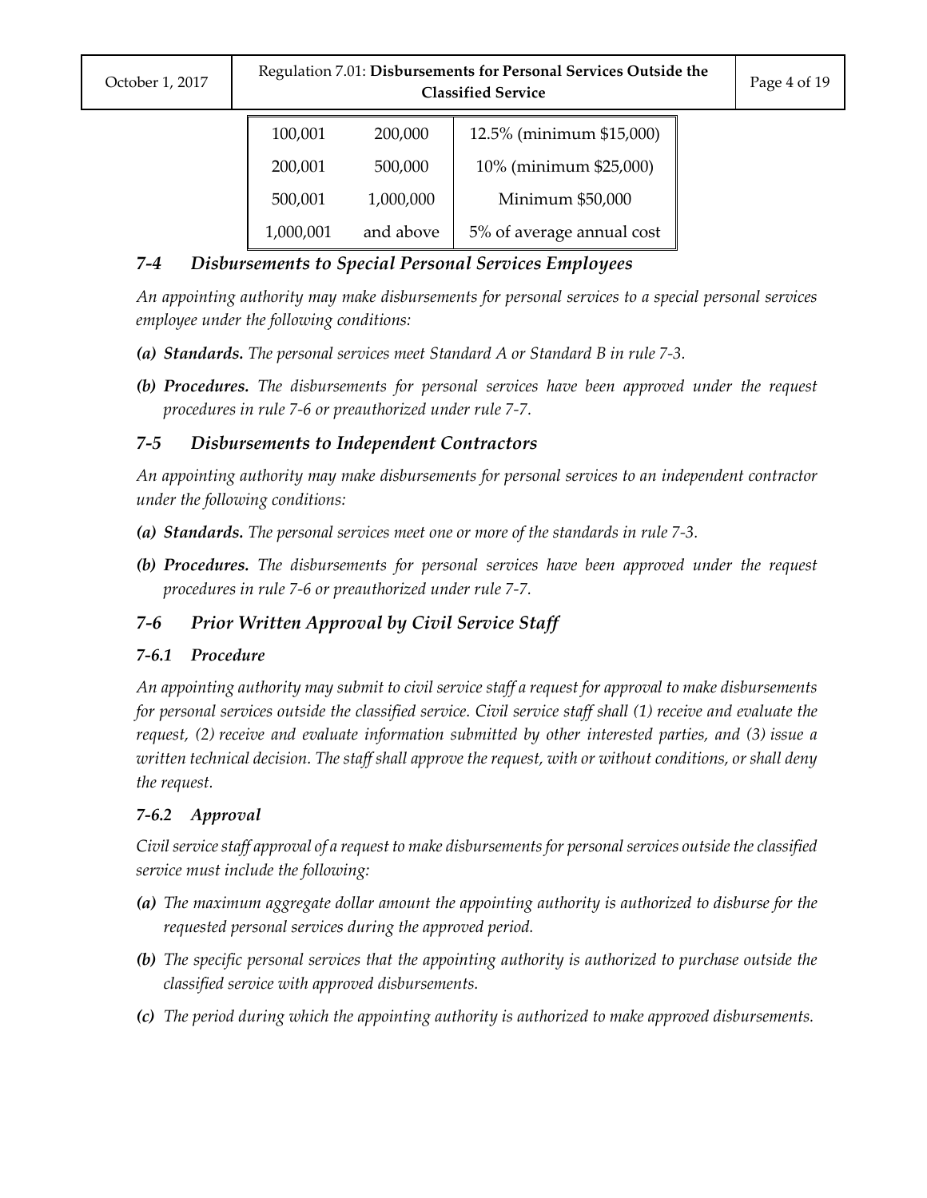| | | |
|---|---|---|
| 100,001 | 200,000 | 12.5% (minimum $15,000) |
| 200,001 | 500,000 | 10% (minimum $25,000) |
| 500,001 | 1,000,000 | Minimum $50,000 |
| 1,000,001 | and above | 5% of average annual cost |

## *7-4 Disbursements to Special Personal Services Employees*

*An appointing authority may make disbursements for personal services to a special personal services employee under the following conditions:*

- ***(a) Standards.** The personal services meet Standard A or Standard B in rule 7-3.*
- ***(b) Procedures.** The disbursements for personal services have been approved under the request procedures in rule 7-6 or preauthorized under rule 7-7.*

## *7-5 Disbursements to Independent Contractors*

*An appointing authority may make disbursements for personal services to an independent contractor under the following conditions:*

- ***(a) Standards.** The personal services meet one or more of the standards in rule 7-3.*
- ***(b) Procedures.** The disbursements for personal services have been approved under the request procedures in rule 7-6 or preauthorized under rule 7-7.*

## *7-6 Prior Written Approval by Civil Service Staff*

### *7-6.1 Procedure*

*An appointing authority may submit to civil service staff a request for approval to make disbursements for personal services outside the classified service. Civil service staff shall (1) receive and evaluate the request, (2) receive and evaluate information submitted by other interested parties, and (3) issue a written technical decision. The staff shall approve the request, with or without conditions, or shall deny the request.*

### *7-6.2 Approval*

*Civil service staff approval of a request to make disbursements for personal services outside the classified service must include the following:*

- ***(a)** The maximum aggregate dollar amount the appointing authority is authorized to disburse for the requested personal services during the approved period.*
- ***(b)** The specific personal services that the appointing authority is authorized to purchase outside the classified service with approved disbursements.*
- ***(c)** The period during which the appointing authority is authorized to make approved disbursements.*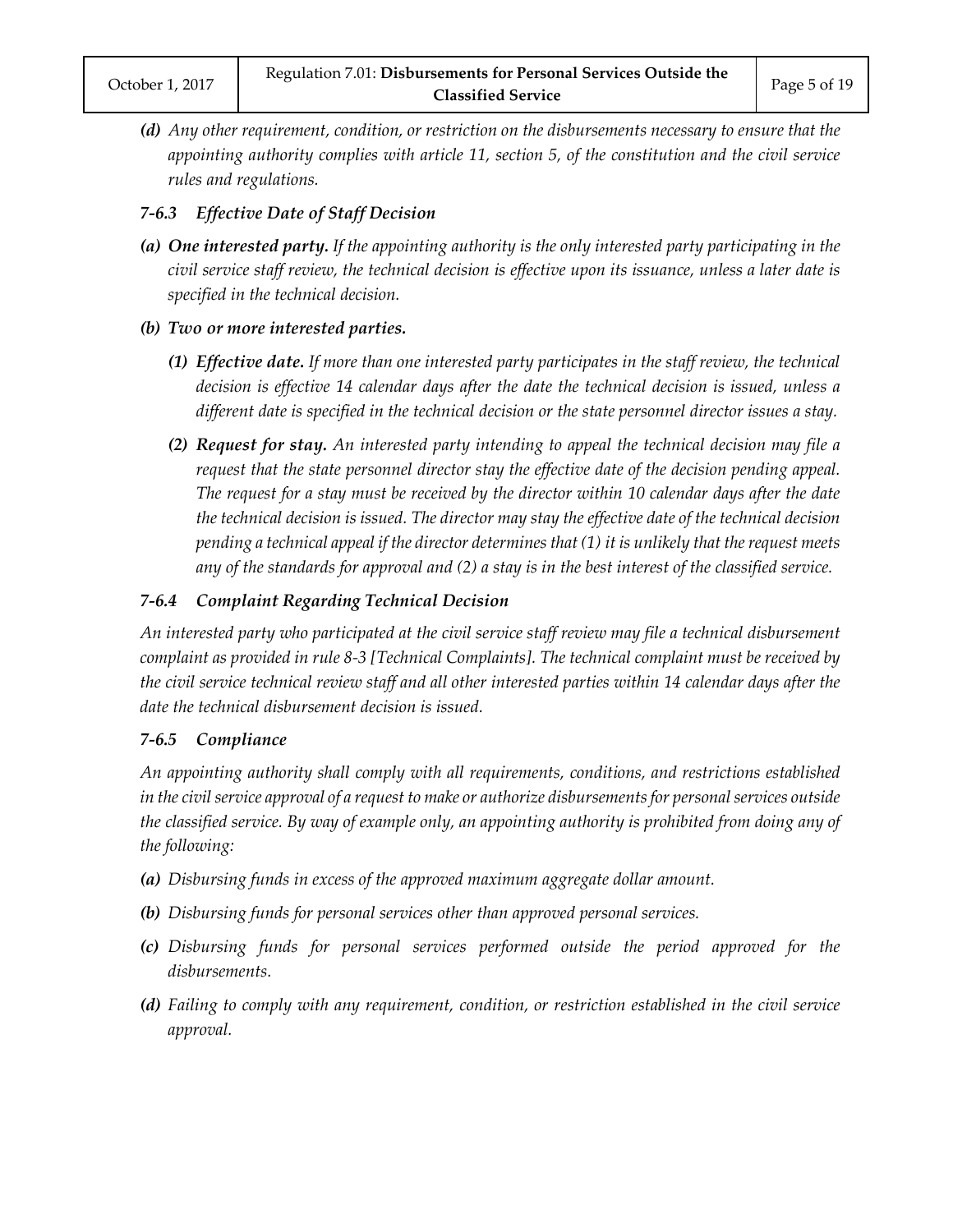*(d)* *Any other requirement, condition, or restriction on the disbursements necessary to ensure that the appointing authority complies with article 11, section 5, of the constitution and the civil service rules and regulations.*

### *7-6.3 Effective Date of Staff Decision*

***(a) One interested party.*** *If the appointing authority is the only interested party participating in the civil service staff review, the technical decision is effective upon its issuance, unless a later date is specified in the technical decision.*

***(b) Two or more interested parties.***

***(1) Effective date.*** *If more than one interested party participates in the staff review, the technical decision is effective 14 calendar days after the date the technical decision is issued, unless a different date is specified in the technical decision or the state personnel director issues a stay.*

***(2) Request for stay.*** *An interested party intending to appeal the technical decision may file a request that the state personnel director stay the effective date of the decision pending appeal. The request for a stay must be received by the director within 10 calendar days after the date the technical decision is issued. The director may stay the effective date of the technical decision pending a technical appeal if the director determines that (1) it is unlikely that the request meets any of the standards for approval and (2) a stay is in the best interest of the classified service.*

### *7-6.4 Complaint Regarding Technical Decision*

*An interested party who participated at the civil service staff review may file a technical disbursement complaint as provided in rule 8-3 [Technical Complaints]. The technical complaint must be received by the civil service technical review staff and all other interested parties within 14 calendar days after the date the technical disbursement decision is issued.*

### *7-6.5 Compliance*

*An appointing authority shall comply with all requirements, conditions, and restrictions established in the civil service approval of a request to make or authorize disbursements for personal services outside the classified service. By way of example only, an appointing authority is prohibited from doing any of the following:*

*(a)* *Disbursing funds in excess of the approved maximum aggregate dollar amount.*

*(b)* *Disbursing funds for personal services other than approved personal services.*

*(c)* *Disbursing funds for personal services performed outside the period approved for the disbursements.*

*(d)* *Failing to comply with any requirement, condition, or restriction established in the civil service approval.*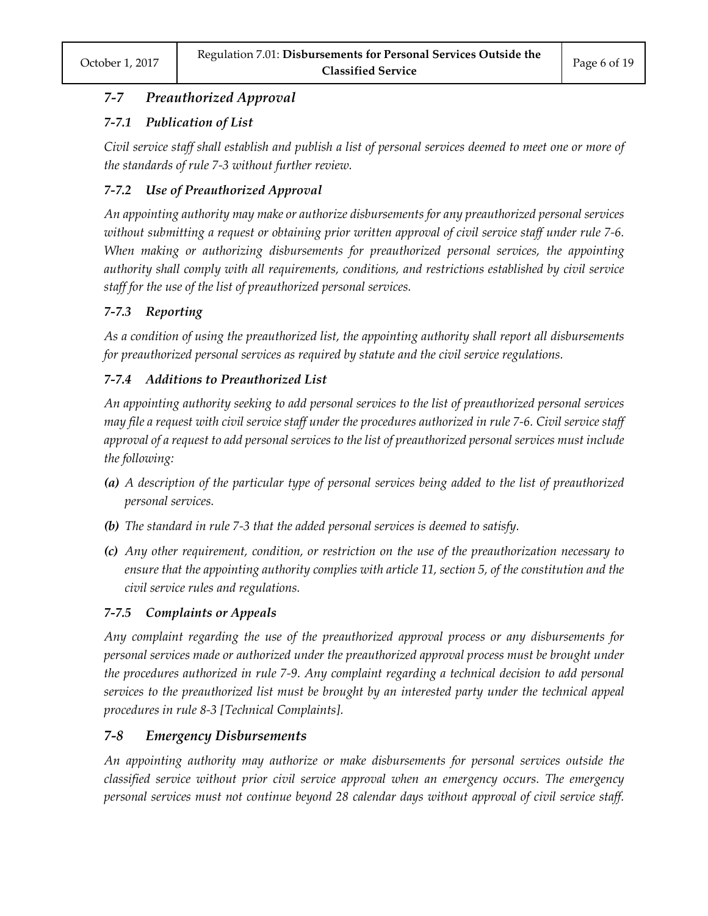## *7-7 Preauthorized Approval*

### *7-7.1 Publication of List*

*Civil service staff shall establish and publish a list of personal services deemed to meet one or more of the standards of rule 7-3 without further review.*

### *7-7.2 Use of Preauthorized Approval*

*An appointing authority may make or authorize disbursements for any preauthorized personal services without submitting a request or obtaining prior written approval of civil service staff under rule 7-6. When making or authorizing disbursements for preauthorized personal services, the appointing authority shall comply with all requirements, conditions, and restrictions established by civil service staff for the use of the list of preauthorized personal services.*

### *7-7.3 Reporting*

*As a condition of using the preauthorized list, the appointing authority shall report all disbursements for preauthorized personal services as required by statute and the civil service regulations.*

### *7-7.4 Additions to Preauthorized List*

*An appointing authority seeking to add personal services to the list of preauthorized personal services may file a request with civil service staff under the procedures authorized in rule 7-6. Civil service staff approval of a request to add personal services to the list of preauthorized personal services must include the following:*

- ***(a)*** *A description of the particular type of personal services being added to the list of preauthorized personal services.*
- ***(b)*** *The standard in rule 7-3 that the added personal services is deemed to satisfy.*
- ***(c)*** *Any other requirement, condition, or restriction on the use of the preauthorization necessary to ensure that the appointing authority complies with article 11, section 5, of the constitution and the civil service rules and regulations.*

### *7-7.5 Complaints or Appeals*

*Any complaint regarding the use of the preauthorized approval process or any disbursements for personal services made or authorized under the preauthorized approval process must be brought under the procedures authorized in rule 7-9. Any complaint regarding a technical decision to add personal services to the preauthorized list must be brought by an interested party under the technical appeal procedures in rule 8-3 [Technical Complaints].*

## *7-8 Emergency Disbursements*

*An appointing authority may authorize or make disbursements for personal services outside the classified service without prior civil service approval when an emergency occurs. The emergency personal services must not continue beyond 28 calendar days without approval of civil service staff.*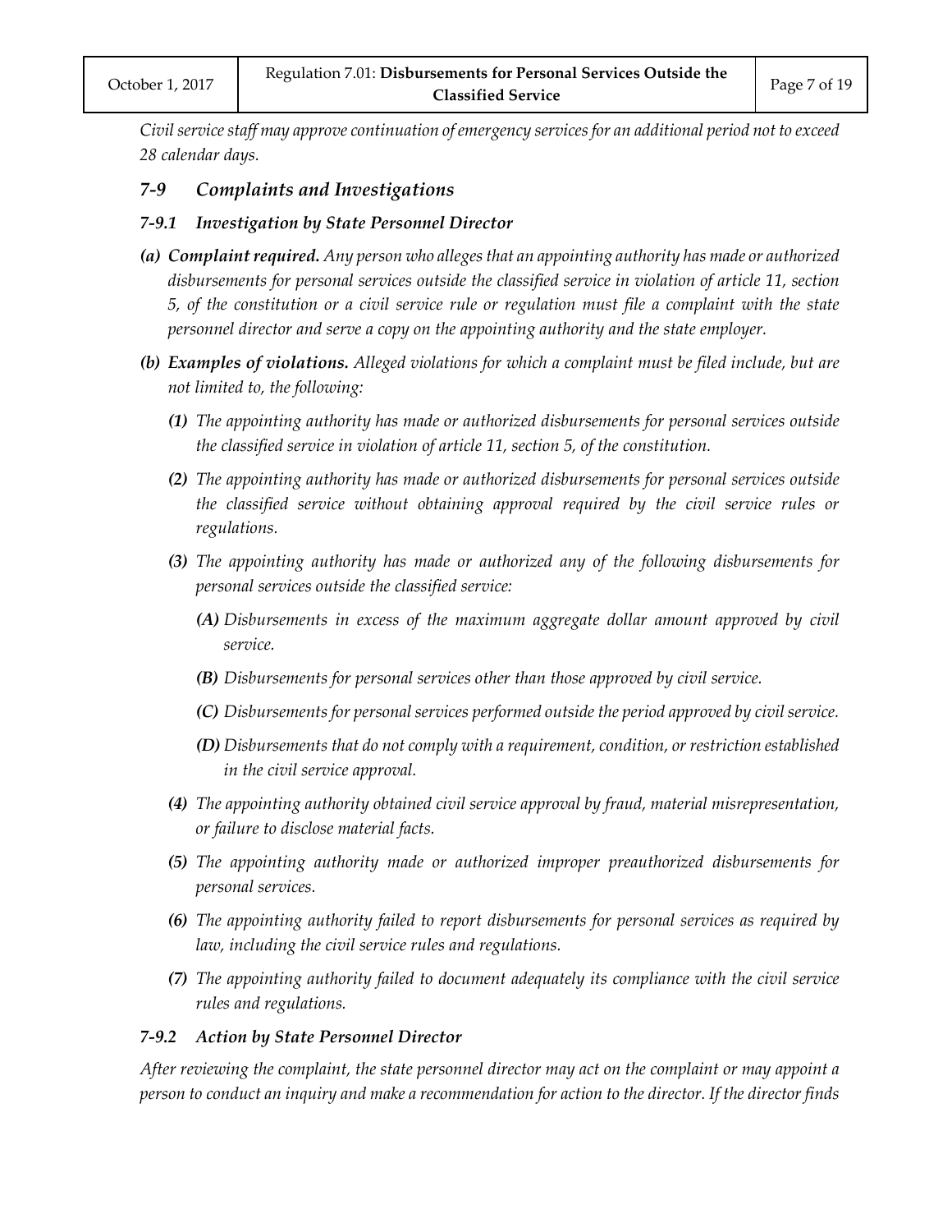*Civil service staff may approve continuation of emergency services for an additional period not to exceed 28 calendar days.*

## *7-9 Complaints and Investigations*

### *7-9.1 Investigation by State Personnel Director*

***(a) Complaint required.*** *Any person who alleges that an appointing authority has made or authorized disbursements for personal services outside the classified service in violation of article 11, section 5, of the constitution or a civil service rule or regulation must file a complaint with the state personnel director and serve a copy on the appointing authority and the state employer.*

***(b) Examples of violations.*** *Alleged violations for which a complaint must be filed include, but are not limited to, the following:*

- ***(1)*** *The appointing authority has made or authorized disbursements for personal services outside the classified service in violation of article 11, section 5, of the constitution.*
- ***(2)*** *The appointing authority has made or authorized disbursements for personal services outside the classified service without obtaining approval required by the civil service rules or regulations.*
- ***(3)*** *The appointing authority has made or authorized any of the following disbursements for personal services outside the classified service:*
  - ***(A)*** *Disbursements in excess of the maximum aggregate dollar amount approved by civil service.*
  - ***(B)*** *Disbursements for personal services other than those approved by civil service.*
  - ***(C)*** *Disbursements for personal services performed outside the period approved by civil service.*
  - ***(D)*** *Disbursements that do not comply with a requirement, condition, or restriction established in the civil service approval.*
- ***(4)*** *The appointing authority obtained civil service approval by fraud, material misrepresentation, or failure to disclose material facts.*
- ***(5)*** *The appointing authority made or authorized improper preauthorized disbursements for personal services.*
- ***(6)*** *The appointing authority failed to report disbursements for personal services as required by law, including the civil service rules and regulations.*
- ***(7)*** *The appointing authority failed to document adequately its compliance with the civil service rules and regulations.*

### *7-9.2 Action by State Personnel Director*

*After reviewing the complaint, the state personnel director may act on the complaint or may appoint a person to conduct an inquiry and make a recommendation for action to the director. If the director finds*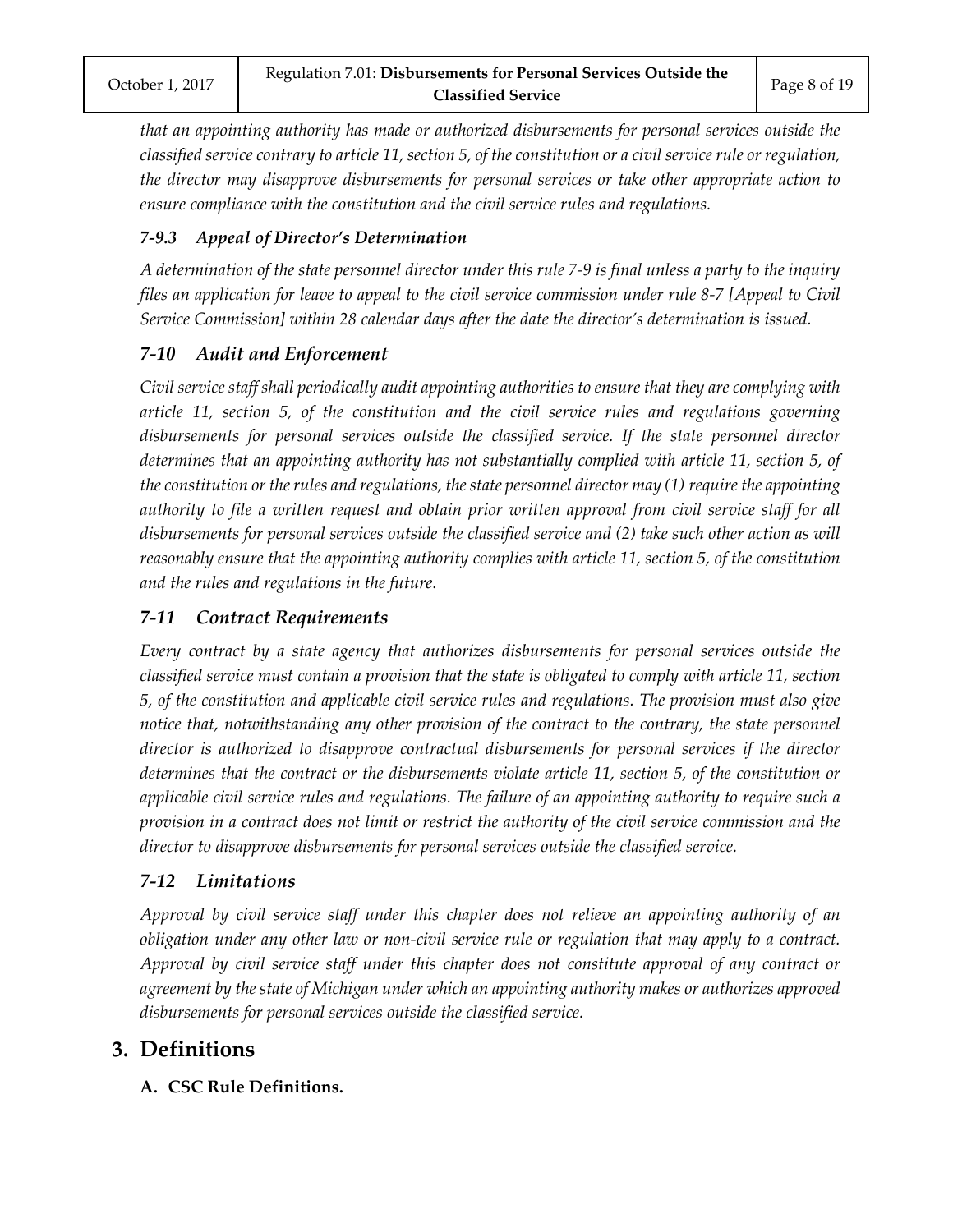*that an appointing authority has made or authorized disbursements for personal services outside the classified service contrary to article 11, section 5, of the constitution or a civil service rule or regulation, the director may disapprove disbursements for personal services or take other appropriate action to ensure compliance with the constitution and the civil service rules and regulations.*

### *7-9.3 Appeal of Director's Determination*

*A determination of the state personnel director under this rule 7-9 is final unless a party to the inquiry files an application for leave to appeal to the civil service commission under rule 8-7 [Appeal to Civil Service Commission] within 28 calendar days after the date the director's determination is issued.*

## *7-10 Audit and Enforcement*

*Civil service staff shall periodically audit appointing authorities to ensure that they are complying with article 11, section 5, of the constitution and the civil service rules and regulations governing disbursements for personal services outside the classified service. If the state personnel director determines that an appointing authority has not substantially complied with article 11, section 5, of the constitution or the rules and regulations, the state personnel director may (1) require the appointing authority to file a written request and obtain prior written approval from civil service staff for all disbursements for personal services outside the classified service and (2) take such other action as will reasonably ensure that the appointing authority complies with article 11, section 5, of the constitution and the rules and regulations in the future.*

## *7-11 Contract Requirements*

*Every contract by a state agency that authorizes disbursements for personal services outside the classified service must contain a provision that the state is obligated to comply with article 11, section 5, of the constitution and applicable civil service rules and regulations. The provision must also give notice that, notwithstanding any other provision of the contract to the contrary, the state personnel director is authorized to disapprove contractual disbursements for personal services if the director determines that the contract or the disbursements violate article 11, section 5, of the constitution or applicable civil service rules and regulations. The failure of an appointing authority to require such a provision in a contract does not limit or restrict the authority of the civil service commission and the director to disapprove disbursements for personal services outside the classified service.*

## *7-12 Limitations*

*Approval by civil service staff under this chapter does not relieve an appointing authority of an obligation under any other law or non-civil service rule or regulation that may apply to a contract. Approval by civil service staff under this chapter does not constitute approval of any contract or agreement by the state of Michigan under which an appointing authority makes or authorizes approved disbursements for personal services outside the classified service.*

# 3. Definitions

### A. CSC Rule Definitions.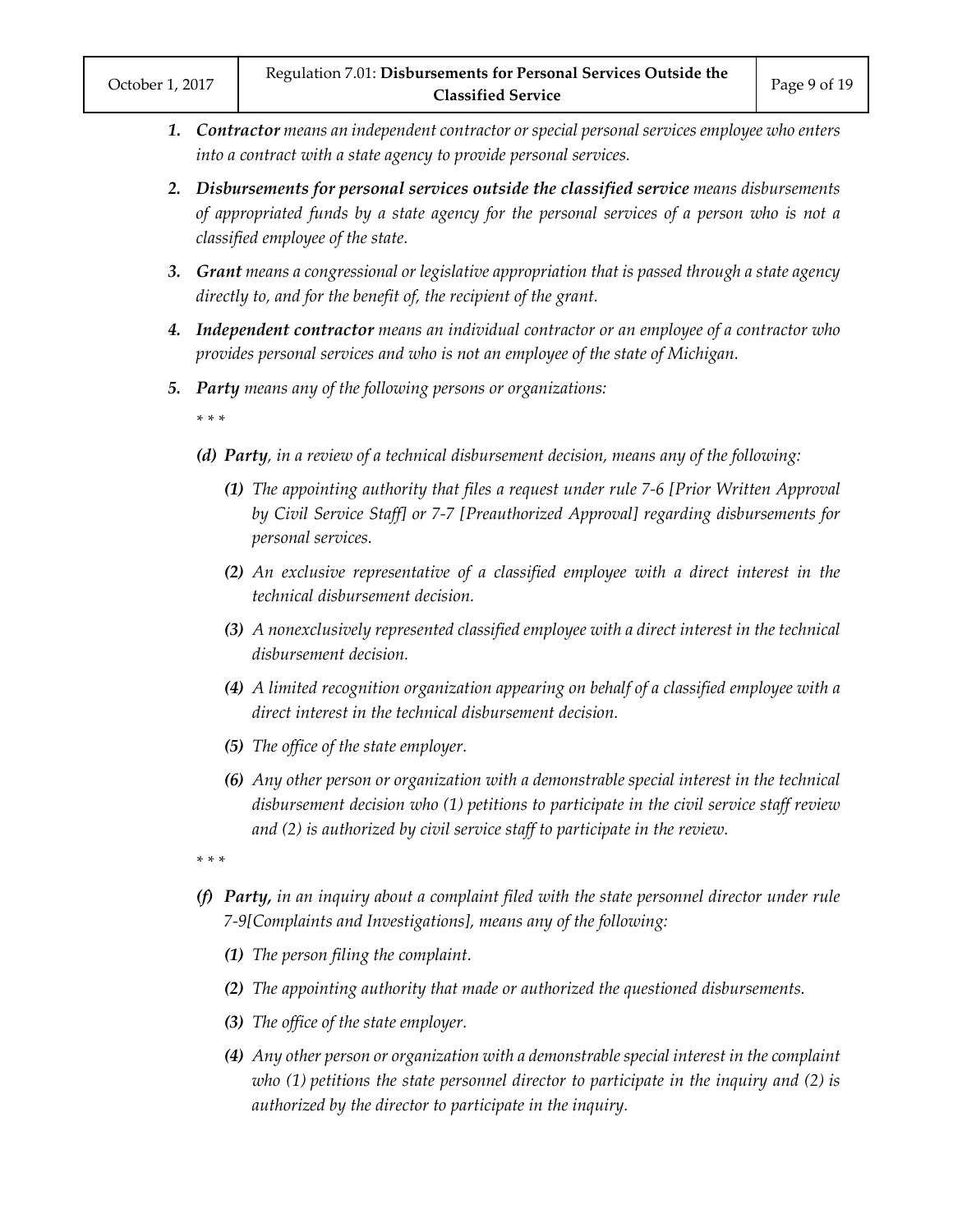1. ***Contractor*** *means an independent contractor or special personal services employee who enters into a contract with a state agency to provide personal services.*

2. ***Disbursements for personal services outside the classified service*** *means disbursements of appropriated funds by a state agency for the personal services of a person who is not a classified employee of the state.*

3. ***Grant*** *means a congressional or legislative appropriation that is passed through a state agency directly to, and for the benefit of, the recipient of the grant.*

4. ***Independent contractor*** *means an individual contractor or an employee of a contractor who provides personal services and who is not an employee of the state of Michigan.*

5. ***Party*** *means any of the following persons or organizations:*

   *\* \* \**

   ***(d) Party****, in a review of a technical disbursement decision, means any of the following:*

   ***(1)*** *The appointing authority that files a request under rule 7-6 [Prior Written Approval by Civil Service Staff] or 7-7 [Preauthorized Approval] regarding disbursements for personal services.*

   ***(2)*** *An exclusive representative of a classified employee with a direct interest in the technical disbursement decision.*

   ***(3)*** *A nonexclusively represented classified employee with a direct interest in the technical disbursement decision.*

   ***(4)*** *A limited recognition organization appearing on behalf of a classified employee with a direct interest in the technical disbursement decision.*

   ***(5)*** *The office of the state employer.*

   ***(6)*** *Any other person or organization with a demonstrable special interest in the technical disbursement decision who (1) petitions to participate in the civil service staff review and (2) is authorized by civil service staff to participate in the review.*

   *\* \* \**

   ***(f) Party,*** *in an inquiry about a complaint filed with the state personnel director under rule 7-9[Complaints and Investigations], means any of the following:*

   ***(1)*** *The person filing the complaint.*

   ***(2)*** *The appointing authority that made or authorized the questioned disbursements.*

   ***(3)*** *The office of the state employer.*

   ***(4)*** *Any other person or organization with a demonstrable special interest in the complaint who (1) petitions the state personnel director to participate in the inquiry and (2) is authorized by the director to participate in the inquiry.*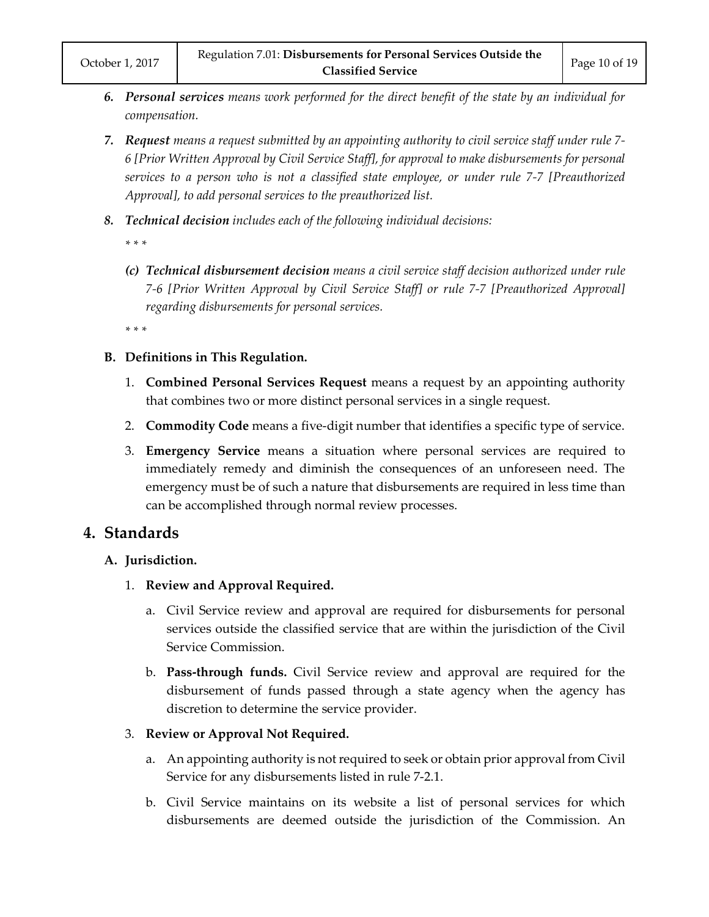6. ***Personal services*** *means work performed for the direct benefit of the state by an individual for compensation.*

7. ***Request*** *means a request submitted by an appointing authority to civil service staff under rule 7-6 [Prior Written Approval by Civil Service Staff], for approval to make disbursements for personal services to a person who is not a classified state employee, or under rule 7-7 [Preauthorized Approval], to add personal services to the preauthorized list.*

8. ***Technical decision*** *includes each of the following individual decisions:*

   * * *

   *(c)* ***Technical disbursement decision*** *means a civil service staff decision authorized under rule 7-6 [Prior Written Approval by Civil Service Staff] or rule 7-7 [Preauthorized Approval] regarding disbursements for personal services.*

   * * *

### B. Definitions in This Regulation.

1. **Combined Personal Services Request** means a request by an appointing authority that combines two or more distinct personal services in a single request.

2. **Commodity Code** means a five-digit number that identifies a specific type of service.

3. **Emergency Service** means a situation where personal services are required to immediately remedy and diminish the consequences of an unforeseen need. The emergency must be of such a nature that disbursements are required in less time than can be accomplished through normal review processes.

## 4. Standards

### A. Jurisdiction.

1. **Review and Approval Required.**

   a. Civil Service review and approval are required for disbursements for personal services outside the classified service that are within the jurisdiction of the Civil Service Commission.

   b. **Pass-through funds.** Civil Service review and approval are required for the disbursement of funds passed through a state agency when the agency has discretion to determine the service provider.

3. **Review or Approval Not Required.**

   a. An appointing authority is not required to seek or obtain prior approval from Civil Service for any disbursements listed in rule 7-2.1.

   b. Civil Service maintains on its website a list of personal services for which disbursements are deemed outside the jurisdiction of the Commission. An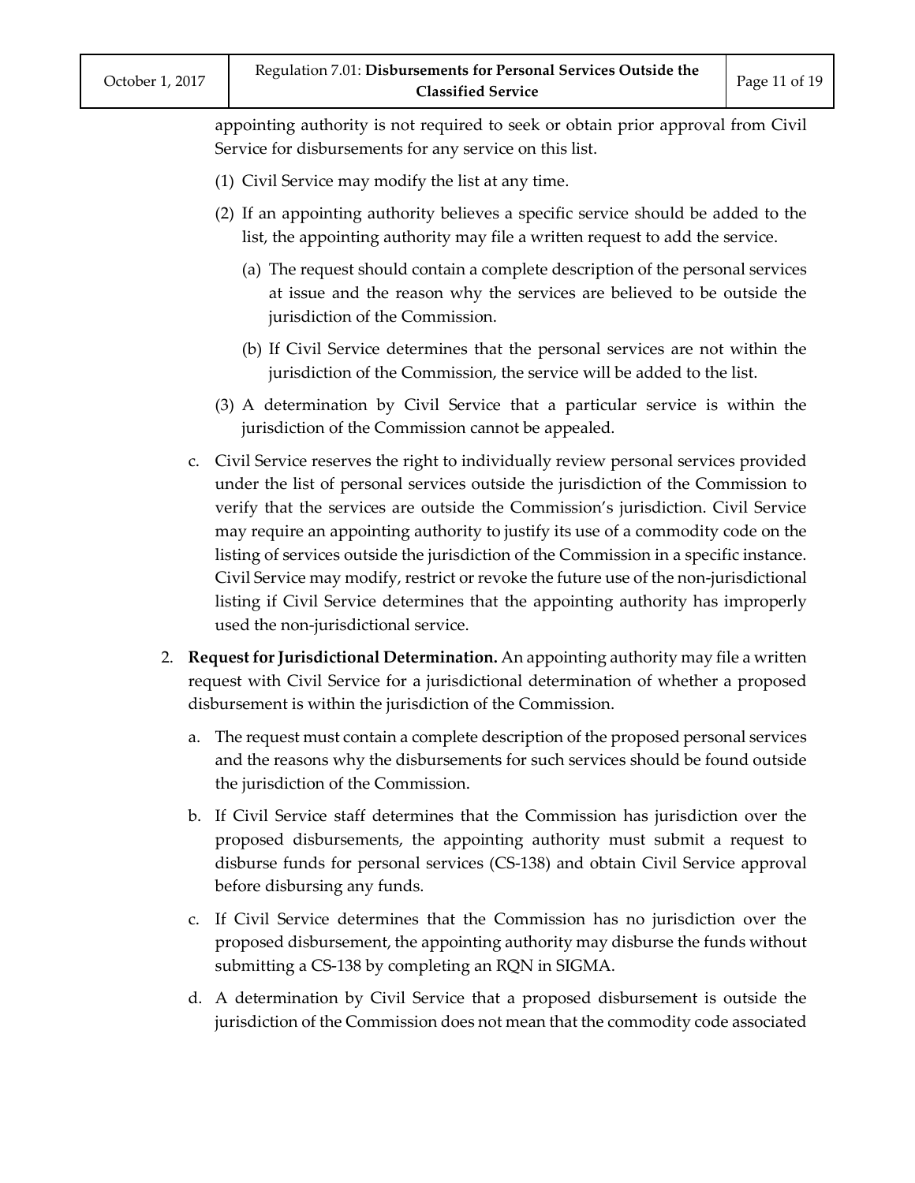appointing authority is not required to seek or obtain prior approval from Civil Service for disbursements for any service on this list.

(1) Civil Service may modify the list at any time.

(2) If an appointing authority believes a specific service should be added to the list, the appointing authority may file a written request to add the service.

   (a) The request should contain a complete description of the personal services at issue and the reason why the services are believed to be outside the jurisdiction of the Commission.

   (b) If Civil Service determines that the personal services are not within the jurisdiction of the Commission, the service will be added to the list.

(3) A determination by Civil Service that a particular service is within the jurisdiction of the Commission cannot be appealed.

c. Civil Service reserves the right to individually review personal services provided under the list of personal services outside the jurisdiction of the Commission to verify that the services are outside the Commission's jurisdiction. Civil Service may require an appointing authority to justify its use of a commodity code on the listing of services outside the jurisdiction of the Commission in a specific instance. Civil Service may modify, restrict or revoke the future use of the non-jurisdictional listing if Civil Service determines that the appointing authority has improperly used the non-jurisdictional service.

2. **Request for Jurisdictional Determination.** An appointing authority may file a written request with Civil Service for a jurisdictional determination of whether a proposed disbursement is within the jurisdiction of the Commission.

   a. The request must contain a complete description of the proposed personal services and the reasons why the disbursements for such services should be found outside the jurisdiction of the Commission.

   b. If Civil Service staff determines that the Commission has jurisdiction over the proposed disbursements, the appointing authority must submit a request to disburse funds for personal services (CS-138) and obtain Civil Service approval before disbursing any funds.

   c. If Civil Service determines that the Commission has no jurisdiction over the proposed disbursement, the appointing authority may disburse the funds without submitting a CS-138 by completing an RQN in SIGMA.

   d. A determination by Civil Service that a proposed disbursement is outside the jurisdiction of the Commission does not mean that the commodity code associated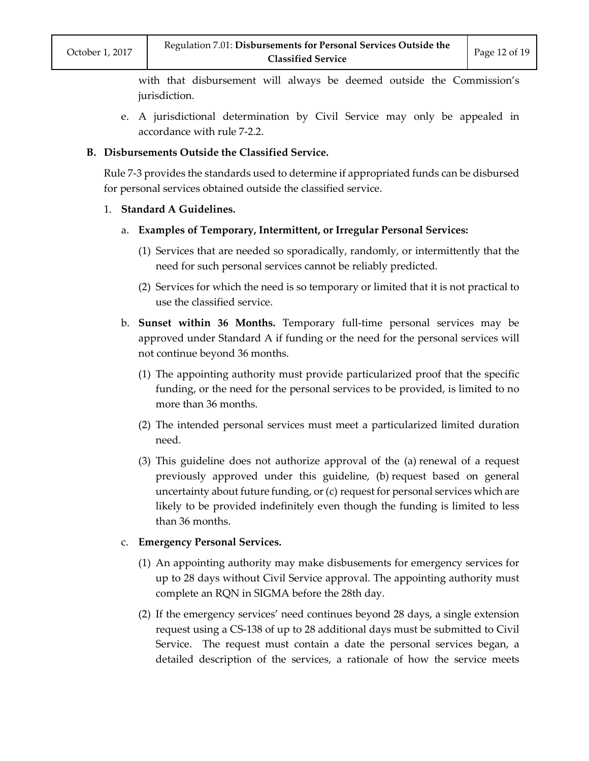with that disbursement will always be deemed outside the Commission's jurisdiction.

e. A jurisdictional determination by Civil Service may only be appealed in accordance with rule 7-2.2.

**B. Disbursements Outside the Classified Service.**

Rule 7-3 provides the standards used to determine if appropriated funds can be disbursed for personal services obtained outside the classified service.

1. **Standard A Guidelines.**

   a. **Examples of Temporary, Intermittent, or Irregular Personal Services:**

      (1) Services that are needed so sporadically, randomly, or intermittently that the need for such personal services cannot be reliably predicted.

      (2) Services for which the need is so temporary or limited that it is not practical to use the classified service.

   b. **Sunset within 36 Months.** Temporary full-time personal services may be approved under Standard A if funding or the need for the personal services will not continue beyond 36 months.

      (1) The appointing authority must provide particularized proof that the specific funding, or the need for the personal services to be provided, is limited to no more than 36 months.

      (2) The intended personal services must meet a particularized limited duration need.

      (3) This guideline does not authorize approval of the (a) renewal of a request previously approved under this guideline, (b) request based on general uncertainty about future funding, or (c) request for personal services which are likely to be provided indefinitely even though the funding is limited to less than 36 months.

   c. **Emergency Personal Services.**

      (1) An appointing authority may make disbusements for emergency services for up to 28 days without Civil Service approval. The appointing authority must complete an RQN in SIGMA before the 28th day.

      (2) If the emergency services' need continues beyond 28 days, a single extension request using a CS-138 of up to 28 additional days must be submitted to Civil Service. The request must contain a date the personal services began, a detailed description of the services, a rationale of how the service meets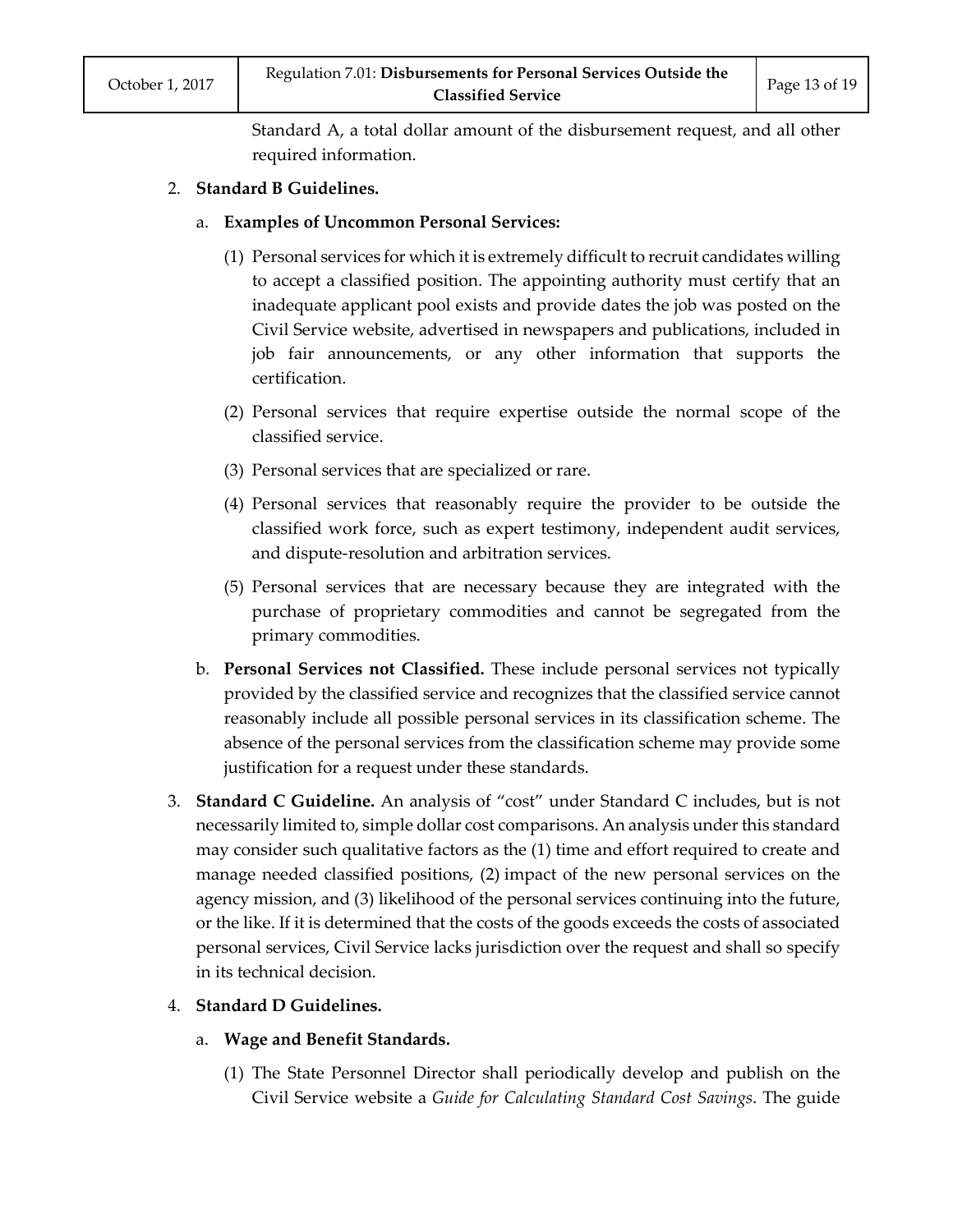Standard A, a total dollar amount of the disbursement request, and all other required information.

2. **Standard B Guidelines.**

   a. **Examples of Uncommon Personal Services:**

      (1) Personal services for which it is extremely difficult to recruit candidates willing to accept a classified position. The appointing authority must certify that an inadequate applicant pool exists and provide dates the job was posted on the Civil Service website, advertised in newspapers and publications, included in job fair announcements, or any other information that supports the certification.

      (2) Personal services that require expertise outside the normal scope of the classified service.

      (3) Personal services that are specialized or rare.

      (4) Personal services that reasonably require the provider to be outside the classified work force, such as expert testimony, independent audit services, and dispute-resolution and arbitration services.

      (5) Personal services that are necessary because they are integrated with the purchase of proprietary commodities and cannot be segregated from the primary commodities.

   b. **Personal Services not Classified.** These include personal services not typically provided by the classified service and recognizes that the classified service cannot reasonably include all possible personal services in its classification scheme. The absence of the personal services from the classification scheme may provide some justification for a request under these standards.

3. **Standard C Guideline.** An analysis of "cost" under Standard C includes, but is not necessarily limited to, simple dollar cost comparisons. An analysis under this standard may consider such qualitative factors as the (1) time and effort required to create and manage needed classified positions, (2) impact of the new personal services on the agency mission, and (3) likelihood of the personal services continuing into the future, or the like. If it is determined that the costs of the goods exceeds the costs of associated personal services, Civil Service lacks jurisdiction over the request and shall so specify in its technical decision.

4. **Standard D Guidelines.**

   a. **Wage and Benefit Standards.**

      (1) The State Personnel Director shall periodically develop and publish on the Civil Service website a *Guide for Calculating Standard Cost Savings*. The guide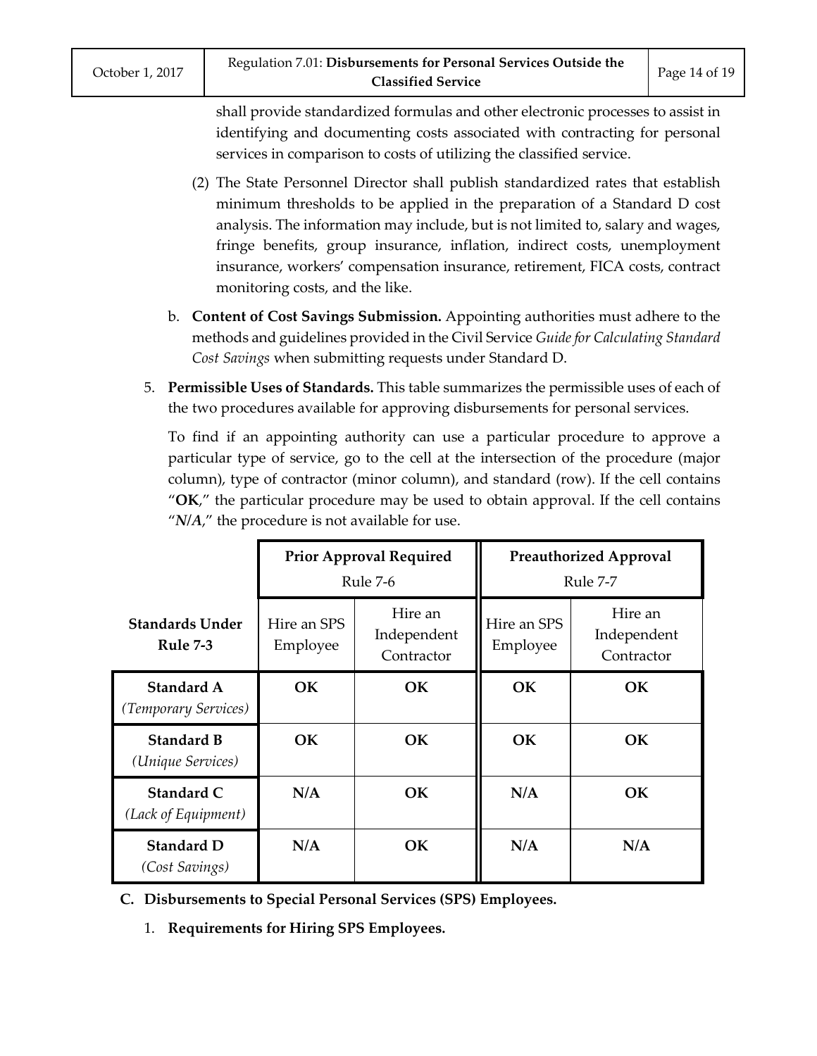shall provide standardized formulas and other electronic processes to assist in identifying and documenting costs associated with contracting for personal services in comparison to costs of utilizing the classified service.

(2) The State Personnel Director shall publish standardized rates that establish minimum thresholds to be applied in the preparation of a Standard D cost analysis. The information may include, but is not limited to, salary and wages, fringe benefits, group insurance, inflation, indirect costs, unemployment insurance, workers' compensation insurance, retirement, FICA costs, contract monitoring costs, and the like.

b. **Content of Cost Savings Submission.** Appointing authorities must adhere to the methods and guidelines provided in the Civil Service *Guide for Calculating Standard Cost Savings* when submitting requests under Standard D.

5. **Permissible Uses of Standards.** This table summarizes the permissible uses of each of the two procedures available for approving disbursements for personal services.

To find if an appointing authority can use a particular procedure to approve a particular type of service, go to the cell at the intersection of the procedure (major column), type of contractor (minor column), and standard (row). If the cell contains "**OK**," the particular procedure may be used to obtain approval. If the cell contains "***N/A***," the procedure is not available for use.

| | **Prior Approval Required** Rule 7-6 | | **Preauthorized Approval** Rule 7-7 | |
|---|---|---|---|---|
| **Standards Under Rule 7-3** | Hire an SPS Employee | Hire an Independent Contractor | Hire an SPS Employee | Hire an Independent Contractor |
| **Standard A** *(Temporary Services)* | **OK** | **OK** | **OK** | **OK** |
| **Standard B** *(Unique Services)* | **OK** | **OK** | **OK** | **OK** |
| **Standard C** *(Lack of Equipment)* | **N/A** | **OK** | **N/A** | **OK** |
| **Standard D** *(Cost Savings)* | **N/A** | **OK** | **N/A** | **N/A** |

## C. Disbursements to Special Personal Services (SPS) Employees.

1. **Requirements for Hiring SPS Employees.**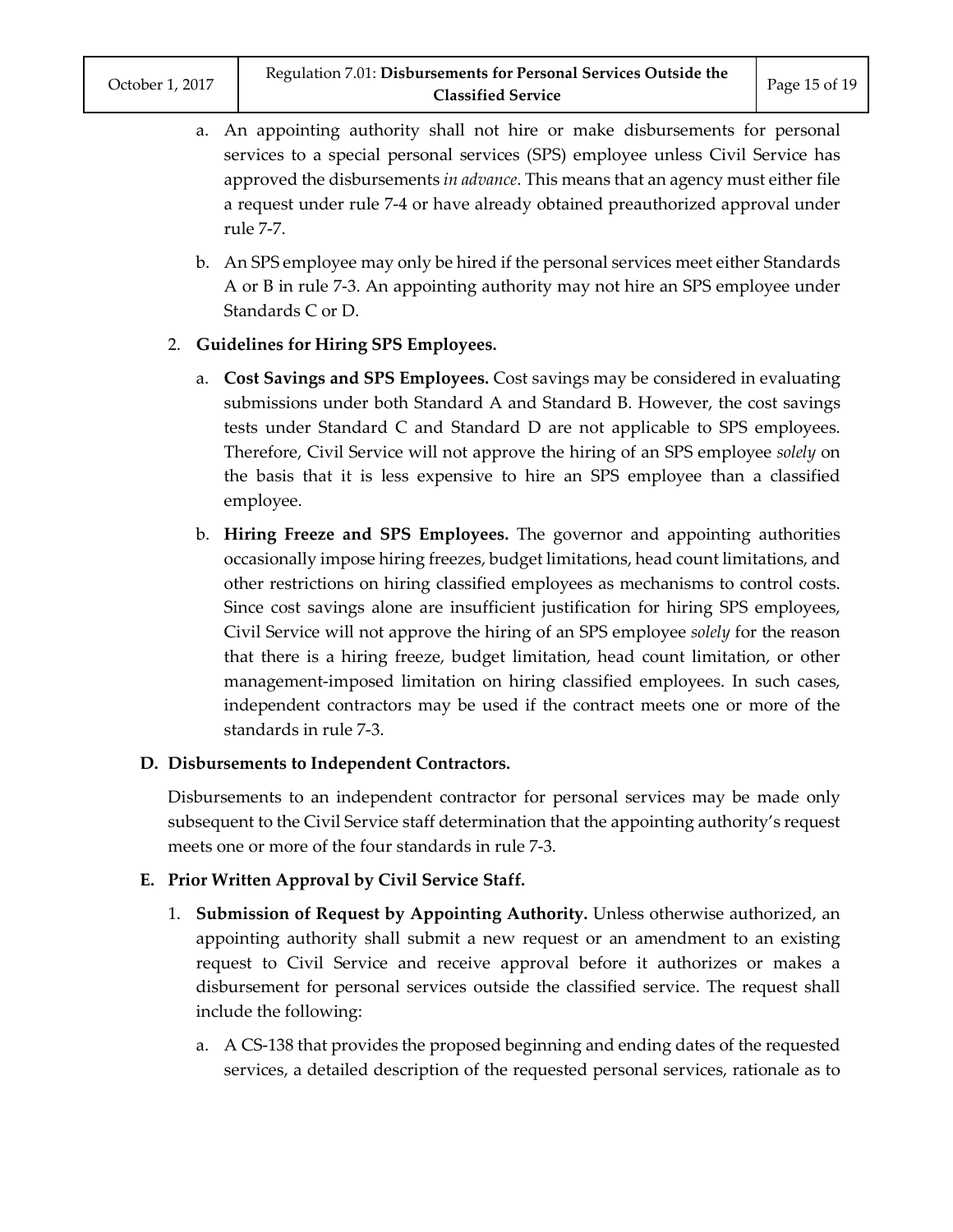a. An appointing authority shall not hire or make disbursements for personal services to a special personal services (SPS) employee unless Civil Service has approved the disbursements *in advance*. This means that an agency must either file a request under rule 7-4 or have already obtained preauthorized approval under rule 7-7.

b. An SPS employee may only be hired if the personal services meet either Standards A or B in rule 7-3. An appointing authority may not hire an SPS employee under Standards C or D.

2. **Guidelines for Hiring SPS Employees.**

   a. **Cost Savings and SPS Employees.** Cost savings may be considered in evaluating submissions under both Standard A and Standard B. However, the cost savings tests under Standard C and Standard D are not applicable to SPS employees. Therefore, Civil Service will not approve the hiring of an SPS employee *solely* on the basis that it is less expensive to hire an SPS employee than a classified employee.

   b. **Hiring Freeze and SPS Employees.** The governor and appointing authorities occasionally impose hiring freezes, budget limitations, head count limitations, and other restrictions on hiring classified employees as mechanisms to control costs. Since cost savings alone are insufficient justification for hiring SPS employees, Civil Service will not approve the hiring of an SPS employee *solely* for the reason that there is a hiring freeze, budget limitation, head count limitation, or other management-imposed limitation on hiring classified employees. In such cases, independent contractors may be used if the contract meets one or more of the standards in rule 7-3.

**D. Disbursements to Independent Contractors.**

Disbursements to an independent contractor for personal services may be made only subsequent to the Civil Service staff determination that the appointing authority's request meets one or more of the four standards in rule 7-3.

**E. Prior Written Approval by Civil Service Staff.**

1. **Submission of Request by Appointing Authority.** Unless otherwise authorized, an appointing authority shall submit a new request or an amendment to an existing request to Civil Service and receive approval before it authorizes or makes a disbursement for personal services outside the classified service. The request shall include the following:

   a. A CS-138 that provides the proposed beginning and ending dates of the requested services, a detailed description of the requested personal services, rationale as to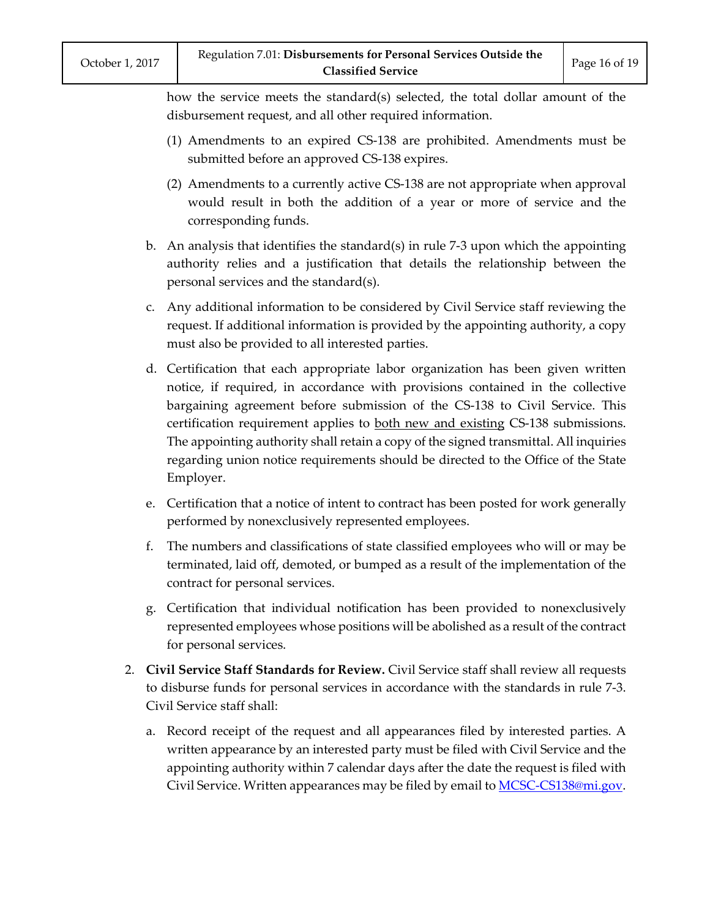how the service meets the standard(s) selected, the total dollar amount of the disbursement request, and all other required information.

   (1) Amendments to an expired CS-138 are prohibited. Amendments must be submitted before an approved CS-138 expires.

   (2) Amendments to a currently active CS-138 are not appropriate when approval would result in both the addition of a year or more of service and the corresponding funds.

b. An analysis that identifies the standard(s) in rule 7-3 upon which the appointing authority relies and a justification that details the relationship between the personal services and the standard(s).

c. Any additional information to be considered by Civil Service staff reviewing the request. If additional information is provided by the appointing authority, a copy must also be provided to all interested parties.

d. Certification that each appropriate labor organization has been given written notice, if required, in accordance with provisions contained in the collective bargaining agreement before submission of the CS-138 to Civil Service. This certification requirement applies to <u>both new and existing</u> CS-138 submissions. The appointing authority shall retain a copy of the signed transmittal. All inquiries regarding union notice requirements should be directed to the Office of the State Employer.

e. Certification that a notice of intent to contract has been posted for work generally performed by nonexclusively represented employees.

f. The numbers and classifications of state classified employees who will or may be terminated, laid off, demoted, or bumped as a result of the implementation of the contract for personal services.

g. Certification that individual notification has been provided to nonexclusively represented employees whose positions will be abolished as a result of the contract for personal services.

2. **Civil Service Staff Standards for Review.** Civil Service staff shall review all requests to disburse funds for personal services in accordance with the standards in rule 7-3. Civil Service staff shall:

   a. Record receipt of the request and all appearances filed by interested parties. A written appearance by an interested party must be filed with Civil Service and the appointing authority within 7 calendar days after the date the request is filed with Civil Service. Written appearances may be filed by email to [MCSC-CS138@mi.gov](mailto:MCSC-CS138@mi.gov).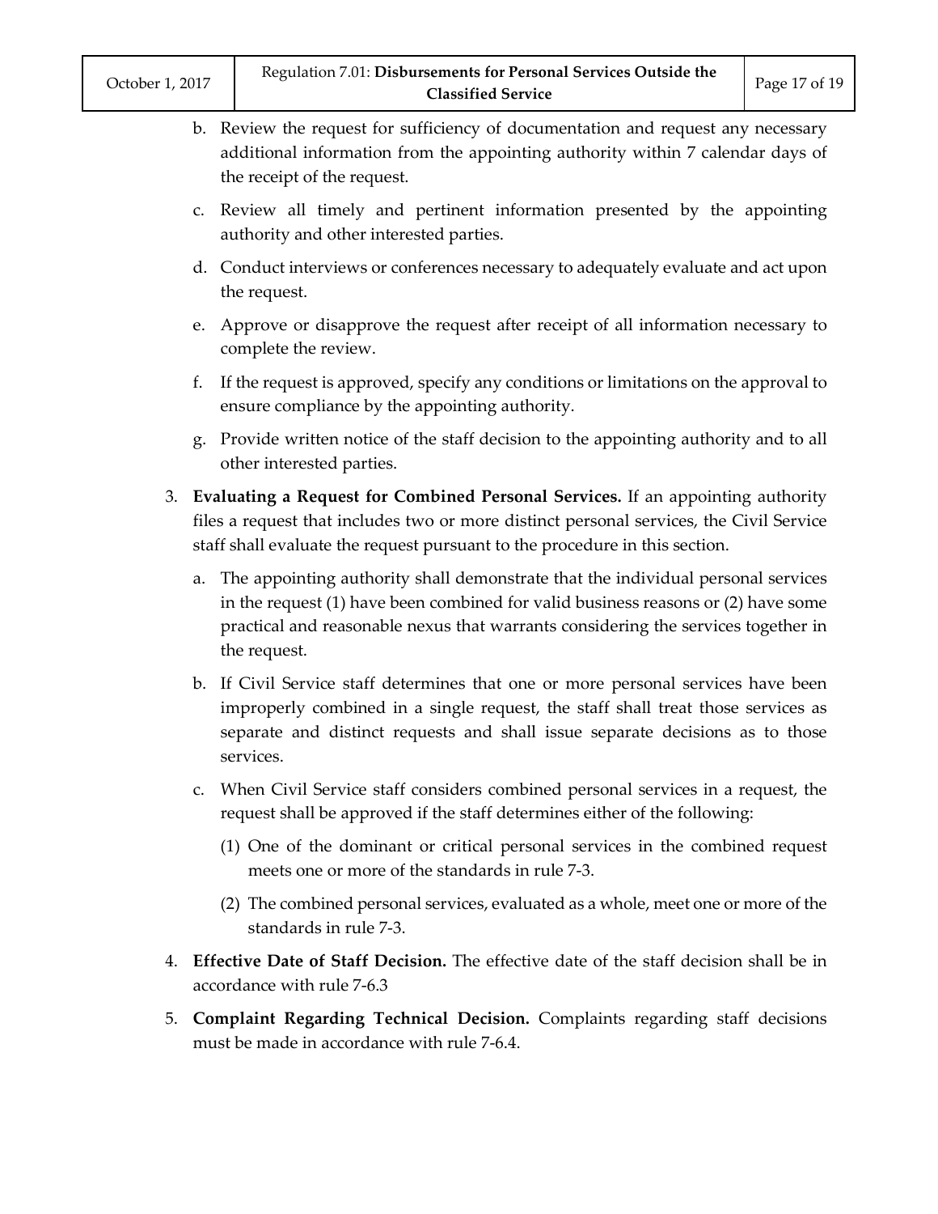b. Review the request for sufficiency of documentation and request any necessary additional information from the appointing authority within 7 calendar days of the receipt of the request.

c. Review all timely and pertinent information presented by the appointing authority and other interested parties.

d. Conduct interviews or conferences necessary to adequately evaluate and act upon the request.

e. Approve or disapprove the request after receipt of all information necessary to complete the review.

f. If the request is approved, specify any conditions or limitations on the approval to ensure compliance by the appointing authority.

g. Provide written notice of the staff decision to the appointing authority and to all other interested parties.

3. **Evaluating a Request for Combined Personal Services.** If an appointing authority files a request that includes two or more distinct personal services, the Civil Service staff shall evaluate the request pursuant to the procedure in this section.

   a. The appointing authority shall demonstrate that the individual personal services in the request (1) have been combined for valid business reasons or (2) have some practical and reasonable nexus that warrants considering the services together in the request.

   b. If Civil Service staff determines that one or more personal services have been improperly combined in a single request, the staff shall treat those services as separate and distinct requests and shall issue separate decisions as to those services.

   c. When Civil Service staff considers combined personal services in a request, the request shall be approved if the staff determines either of the following:

      (1) One of the dominant or critical personal services in the combined request meets one or more of the standards in rule 7-3.

      (2) The combined personal services, evaluated as a whole, meet one or more of the standards in rule 7-3.

4. **Effective Date of Staff Decision.** The effective date of the staff decision shall be in accordance with rule 7-6.3

5. **Complaint Regarding Technical Decision.** Complaints regarding staff decisions must be made in accordance with rule 7-6.4.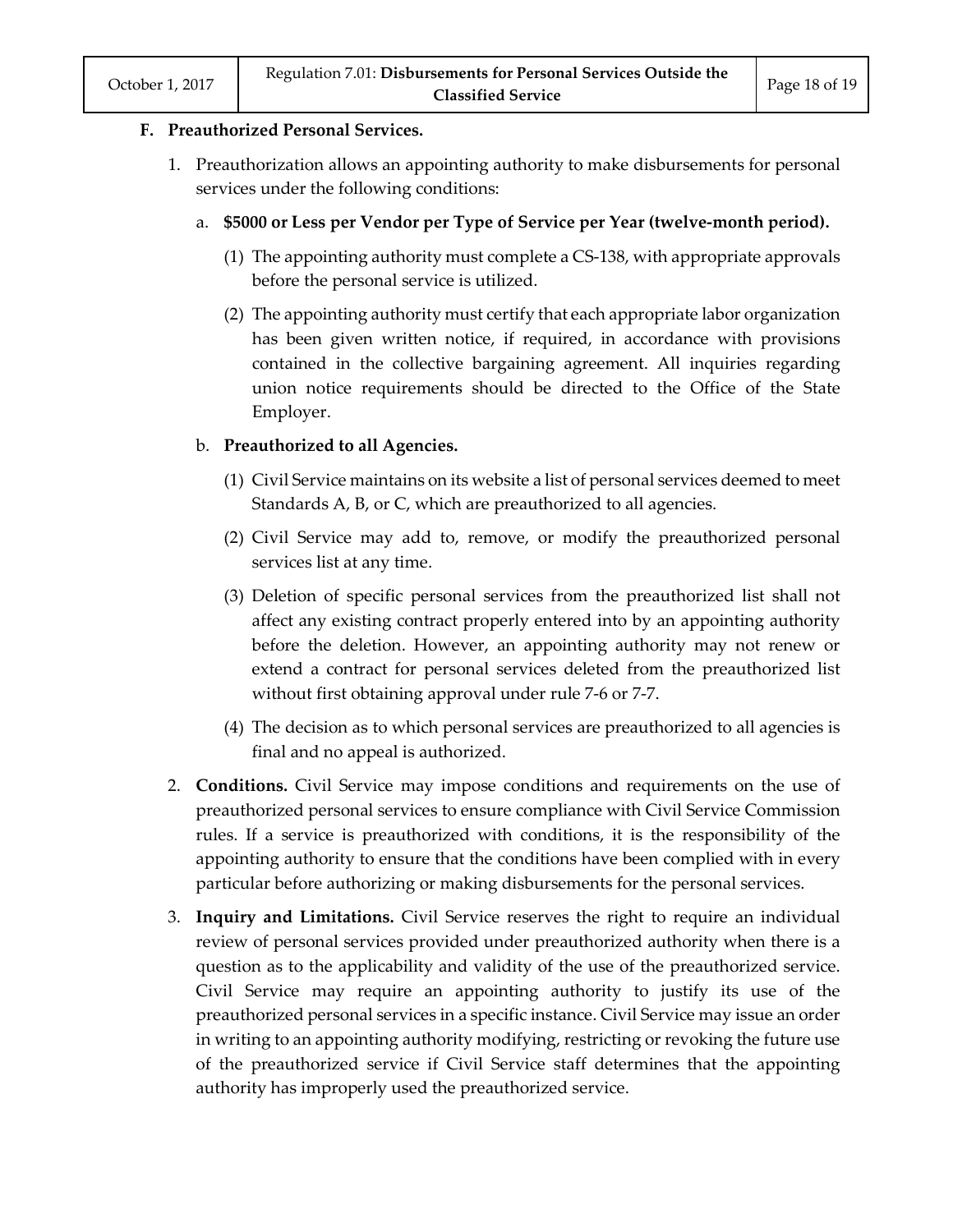**F. Preauthorized Personal Services.**

1. Preauthorization allows an appointing authority to make disbursements for personal services under the following conditions:

   a. **$5000 or Less per Vendor per Type of Service per Year (twelve-month period).**

      (1) The appointing authority must complete a CS-138, with appropriate approvals before the personal service is utilized.

      (2) The appointing authority must certify that each appropriate labor organization has been given written notice, if required, in accordance with provisions contained in the collective bargaining agreement. All inquiries regarding union notice requirements should be directed to the Office of the State Employer.

   b. **Preauthorized to all Agencies.**

      (1) Civil Service maintains on its website a list of personal services deemed to meet Standards A, B, or C, which are preauthorized to all agencies.

      (2) Civil Service may add to, remove, or modify the preauthorized personal services list at any time.

      (3) Deletion of specific personal services from the preauthorized list shall not affect any existing contract properly entered into by an appointing authority before the deletion. However, an appointing authority may not renew or extend a contract for personal services deleted from the preauthorized list without first obtaining approval under rule 7-6 or 7-7.

      (4) The decision as to which personal services are preauthorized to all agencies is final and no appeal is authorized.

2. **Conditions.** Civil Service may impose conditions and requirements on the use of preauthorized personal services to ensure compliance with Civil Service Commission rules. If a service is preauthorized with conditions, it is the responsibility of the appointing authority to ensure that the conditions have been complied with in every particular before authorizing or making disbursements for the personal services.

3. **Inquiry and Limitations.** Civil Service reserves the right to require an individual review of personal services provided under preauthorized authority when there is a question as to the applicability and validity of the use of the preauthorized service. Civil Service may require an appointing authority to justify its use of the preauthorized personal services in a specific instance. Civil Service may issue an order in writing to an appointing authority modifying, restricting or revoking the future use of the preauthorized service if Civil Service staff determines that the appointing authority has improperly used the preauthorized service.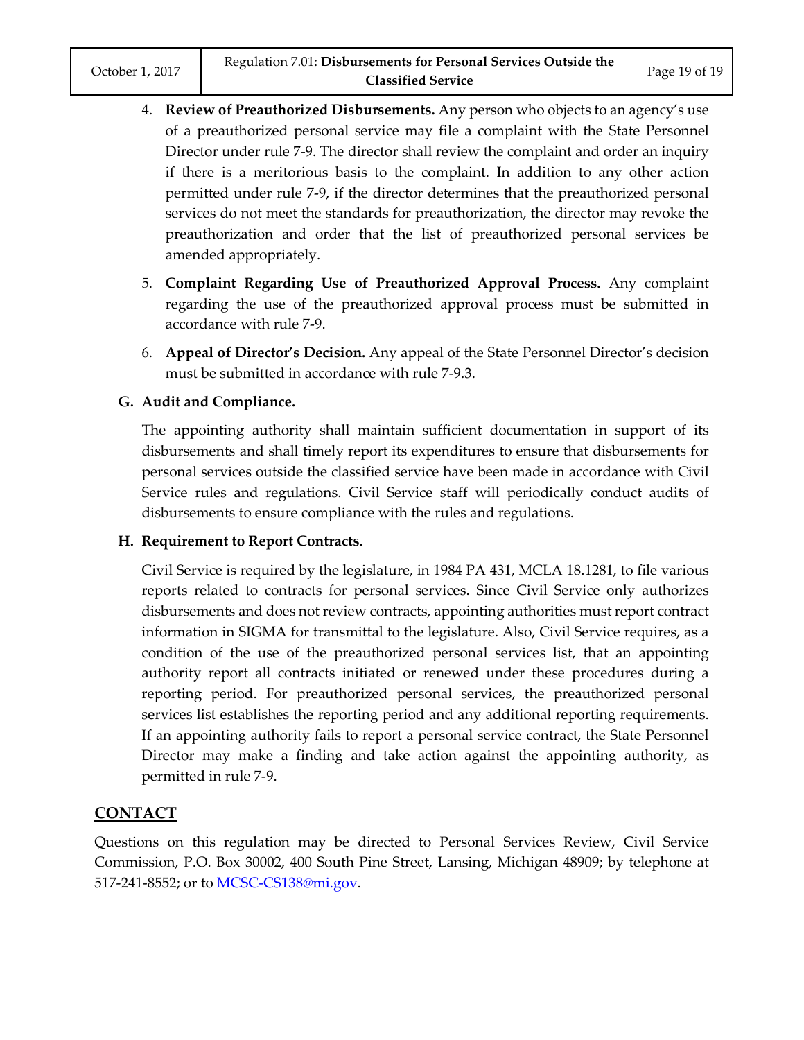4. **Review of Preauthorized Disbursements.** Any person who objects to an agency's use of a preauthorized personal service may file a complaint with the State Personnel Director under rule 7-9. The director shall review the complaint and order an inquiry if there is a meritorious basis to the complaint. In addition to any other action permitted under rule 7-9, if the director determines that the preauthorized personal services do not meet the standards for preauthorization, the director may revoke the preauthorization and order that the list of preauthorized personal services be amended appropriately.

5. **Complaint Regarding Use of Preauthorized Approval Process.** Any complaint regarding the use of the preauthorized approval process must be submitted in accordance with rule 7-9.

6. **Appeal of Director's Decision.** Any appeal of the State Personnel Director's decision must be submitted in accordance with rule 7-9.3.

**G. Audit and Compliance.**

The appointing authority shall maintain sufficient documentation in support of its disbursements and shall timely report its expenditures to ensure that disbursements for personal services outside the classified service have been made in accordance with Civil Service rules and regulations. Civil Service staff will periodically conduct audits of disbursements to ensure compliance with the rules and regulations.

**H. Requirement to Report Contracts.**

Civil Service is required by the legislature, in 1984 PA 431, MCLA 18.1281, to file various reports related to contracts for personal services. Since Civil Service only authorizes disbursements and does not review contracts, appointing authorities must report contract information in SIGMA for transmittal to the legislature. Also, Civil Service requires, as a condition of the use of the preauthorized personal services list, that an appointing authority report all contracts initiated or renewed under these procedures during a reporting period. For preauthorized personal services, the preauthorized personal services list establishes the reporting period and any additional reporting requirements. If an appointing authority fails to report a personal service contract, the State Personnel Director may make a finding and take action against the appointing authority, as permitted in rule 7-9.

## CONTACT

Questions on this regulation may be directed to Personal Services Review, Civil Service Commission, P.O. Box 30002, 400 South Pine Street, Lansing, Michigan 48909; by telephone at 517-241-8552; or to MCSC-CS138@mi.gov.